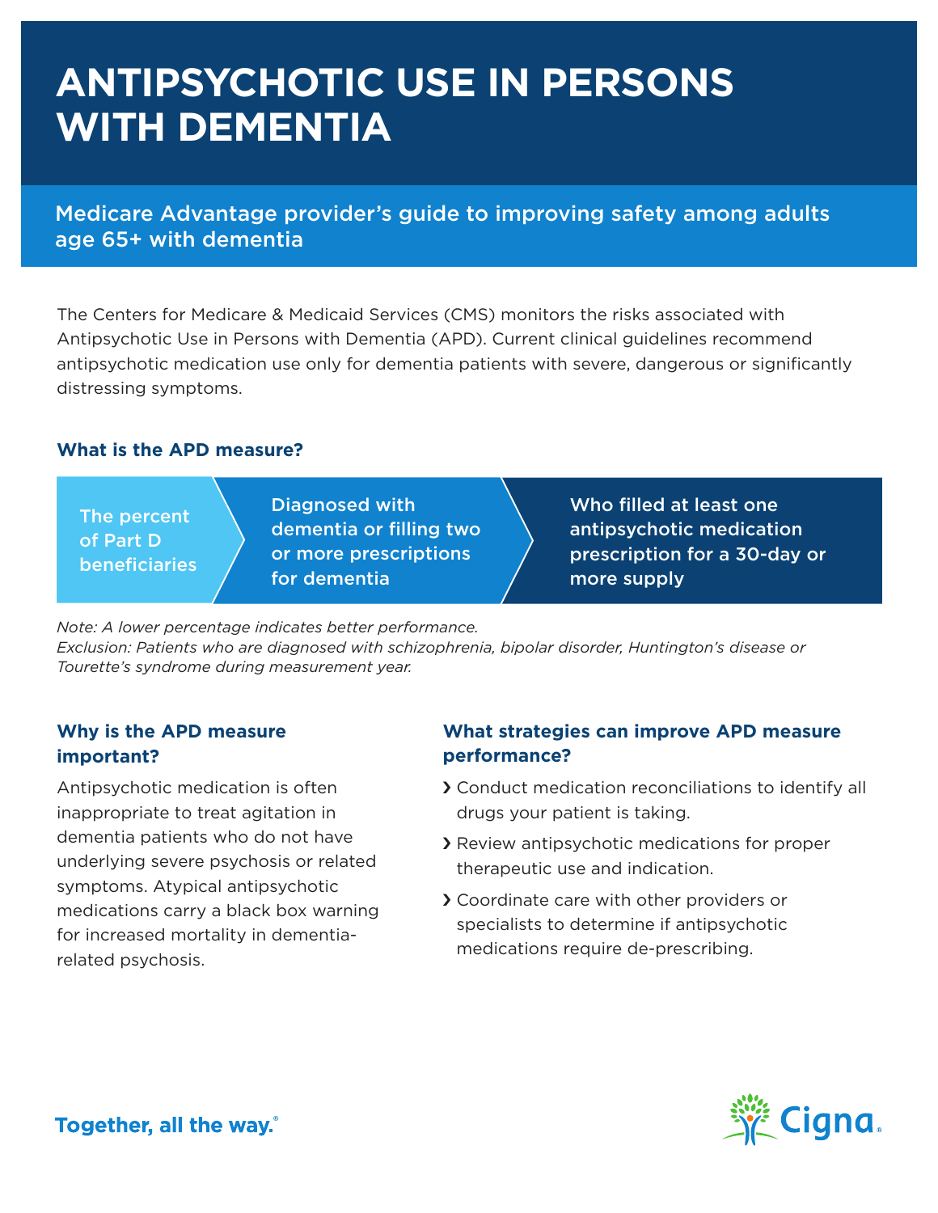# ANTIPSYCHOTIC USE IN PERSONS WITH DEMENTIA

## Medicare Advantage provider's guide to improving safety among adults age 65+ with dementia

The Centers for Medicare & Medicaid Services (CMS) monitors the risks associated with Antipsychotic Use in Persons with Dementia (APD). Current clinical guidelines recommend antipsychotic medication use only for dementia patients with severe, dangerous or significantly distressing symptoms.

### What is the APD measure?

The percent of Part D beneficiaries › Diagnosed with dementia or filling two or more prescriptions for dementia › Who filled at least one antipsychotic medication prescription for a 30-day or more supply

*Note: A lower percentage indicates better performance.*
*Exclusion: Patients who are diagnosed with schizophrenia, bipolar disorder, Huntington's disease or Tourette's syndrome during measurement year.*

### Why is the APD measure important?

Antipsychotic medication is often inappropriate to treat agitation in dementia patients who do not have underlying severe psychosis or related symptoms. Atypical antipsychotic medications carry a black box warning for increased mortality in dementia-related psychosis.

### What strategies can improve APD measure performance?

- Conduct medication reconciliations to identify all drugs your patient is taking.
- Review antipsychotic medications for proper therapeutic use and indication.
- Coordinate care with other providers or specialists to determine if antipsychotic medications require de-prescribing.

Together, all the way.®

Cigna.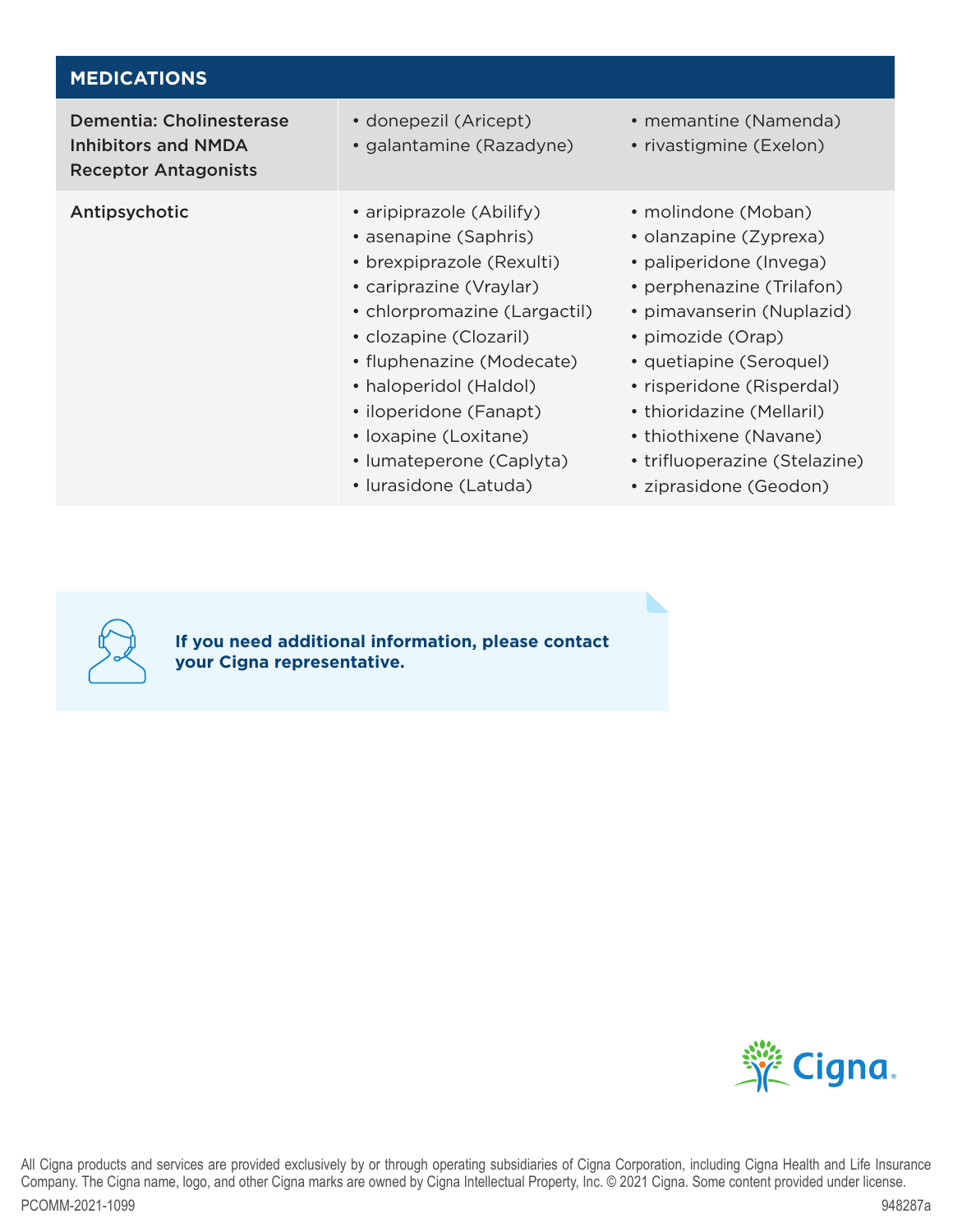| MEDICATIONS | | |
|---|---|---|
| Dementia: Cholinesterase Inhibitors and NMDA Receptor Antagonists | • donepezil (Aricept)<br>• galantamine (Razadyne) | • memantine (Namenda)<br>• rivastigmine (Exelon) |
| Antipsychotic | • aripiprazole (Abilify)<br>• asenapine (Saphris)<br>• brexpiprazole (Rexulti)<br>• cariprazine (Vraylar)<br>• chlorpromazine (Largactil)<br>• clozapine (Clozaril)<br>• fluphenazine (Modecate)<br>• haloperidol (Haldol)<br>• iloperidone (Fanapt)<br>• loxapine (Loxitane)<br>• lumateperone (Caplyta)<br>• lurasidone (Latuda) | • molindone (Moban)<br>• olanzapine (Zyprexa)<br>• paliperidone (Invega)<br>• perphenazine (Trilafon)<br>• pimavanserin (Nuplazid)<br>• pimozide (Orap)<br>• quetiapine (Seroquel)<br>• risperidone (Risperdal)<br>• thioridazine (Mellaril)<br>• thiothixene (Navane)<br>• trifluoperazine (Stelazine)<br>• ziprasidone (Geodon) |

**If you need additional information, please contact your Cigna representative.**

All Cigna products and services are provided exclusively by or through operating subsidiaries of Cigna Corporation, including Cigna Health and Life Insurance Company. The Cigna name, logo, and other Cigna marks are owned by Cigna Intellectual Property, Inc. © 2021 Cigna. Some content provided under license.

PCOMM-2021-1099 948287a